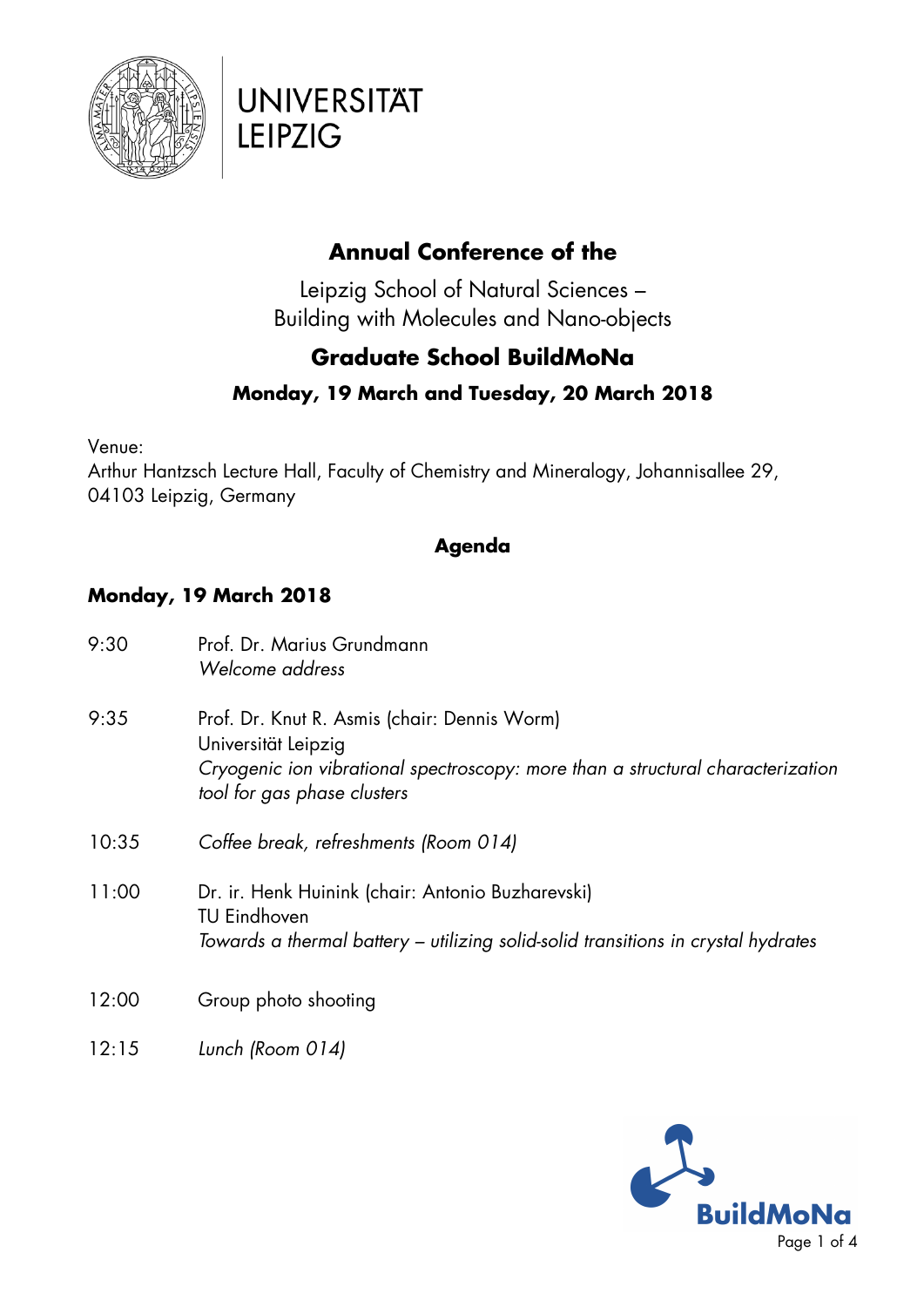UNIVERSITÄT LEIPZIG

# Annual Conference of the

Leipzig School of Natural Sciences –
Building with Molecules and Nano-objects

## Graduate School BuildMoNa

### Monday, 19 March and Tuesday, 20 March 2018

Venue:
Arthur Hantzsch Lecture Hall, Faculty of Chemistry and Mineralogy, Johannisallee 29, 04103 Leipzig, Germany

## Agenda

### Monday, 19 March 2018

| | |
|---|---|
| 9:30 | Prof. Dr. Marius Grundmann<br>*Welcome address* |
| 9:35 | Prof. Dr. Knut R. Asmis (chair: Dennis Worm)<br>Universität Leipzig<br>*Cryogenic ion vibrational spectroscopy: more than a structural characterization tool for gas phase clusters* |
| 10:35 | *Coffee break, refreshments (Room 014)* |
| 11:00 | Dr. ir. Henk Huinink (chair: Antonio Buzharevski)<br>TU Eindhoven<br>*Towards a thermal battery – utilizing solid-solid transitions in crystal hydrates* |
| 12:00 | Group photo shooting |
| 12:15 | *Lunch (Room 014)* |

BuildMoNa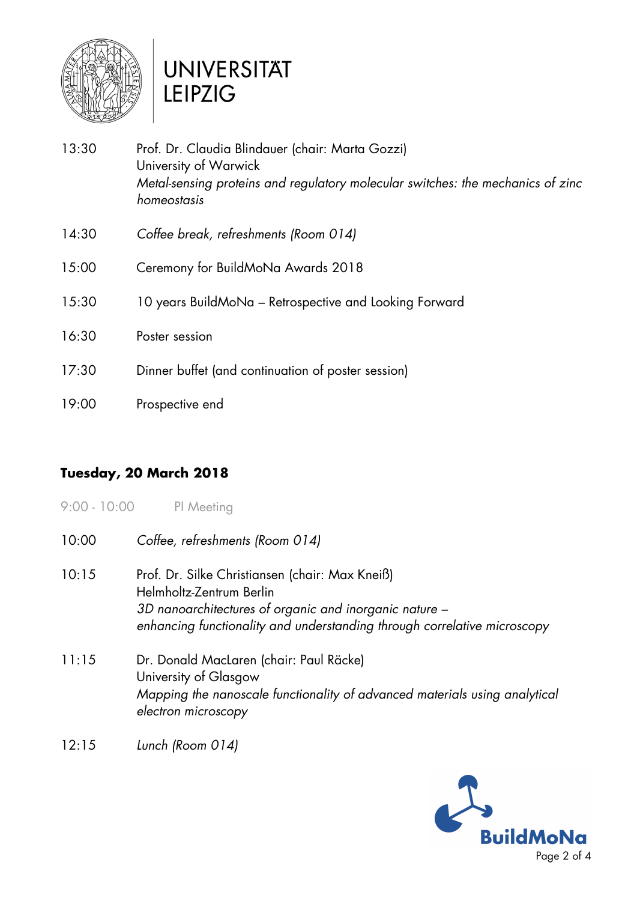| | |
|---|---|
| 13:30 | Prof. Dr. Claudia Blindauer (chair: Marta Gozzi)<br>University of Warwick<br>*Metal-sensing proteins and regulatory molecular switches: the mechanics of zinc homeostasis* |
| 14:30 | *Coffee break, refreshments (Room 014)* |
| 15:00 | Ceremony for BuildMoNa Awards 2018 |
| 15:30 | 10 years BuildMoNa – Retrospective and Looking Forward |
| 16:30 | Poster session |
| 17:30 | Dinner buffet (and continuation of poster session) |
| 19:00 | Prospective end |

## Tuesday, 20 March 2018

| | |
|---|---|
| 9:00 - 10:00 | PI Meeting |
| 10:00 | *Coffee, refreshments (Room 014)* |
| 10:15 | Prof. Dr. Silke Christiansen (chair: Max Kneiß)<br>Helmholtz-Zentrum Berlin<br>*3D nanoarchitectures of organic and inorganic nature – enhancing functionality and understanding through correlative microscopy* |
| 11:15 | Dr. Donald MacLaren (chair: Paul Räcke)<br>University of Glasgow<br>*Mapping the nanoscale functionality of advanced materials using analytical electron microscopy* |
| 12:15 | *Lunch (Room 014)* |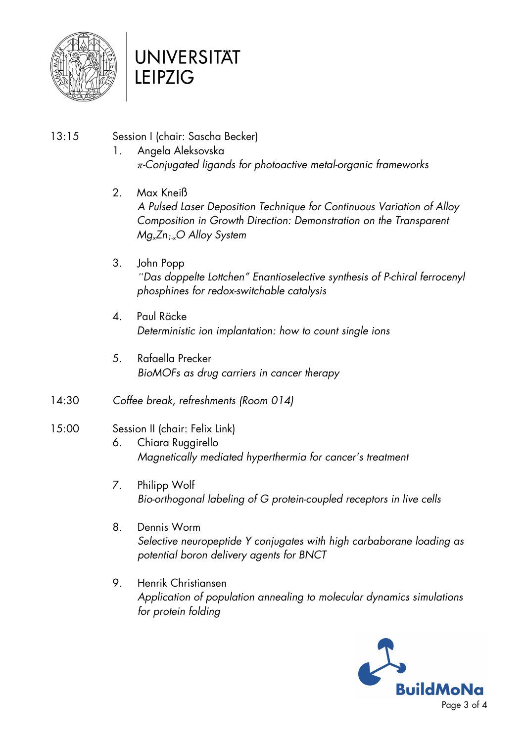13:15 Session I (chair: Sascha Becker)

1. Angela Aleksovska
   *π-Conjugated ligands for photoactive metal-organic frameworks*

2. Max Kneiß
   *A Pulsed Laser Deposition Technique for Continuous Variation of Alloy Composition in Growth Direction: Demonstration on the Transparent* $Mg_xZn_{1-x}O$ *Alloy System*

3. John Popp
   *"Das doppelte Lottchen" Enantioselective synthesis of P-chiral ferrocenyl phosphines for redox-switchable catalysis*

4. Paul Räcke
   *Deterministic ion implantation: how to count single ions*

5. Rafaella Precker
   *BioMOFs as drug carriers in cancer therapy*

14:30 *Coffee break, refreshments (Room 014)*

15:00 Session II (chair: Felix Link)

6. Chiara Ruggirello
   *Magnetically mediated hyperthermia for cancer's treatment*

7. Philipp Wolf
   *Bio-orthogonal labeling of G protein-coupled receptors in live cells*

8. Dennis Worm
   *Selective neuropeptide Y conjugates with high carbaborane loading as potential boron delivery agents for BNCT*

9. Henrik Christiansen
   *Application of population annealing to molecular dynamics simulations for protein folding*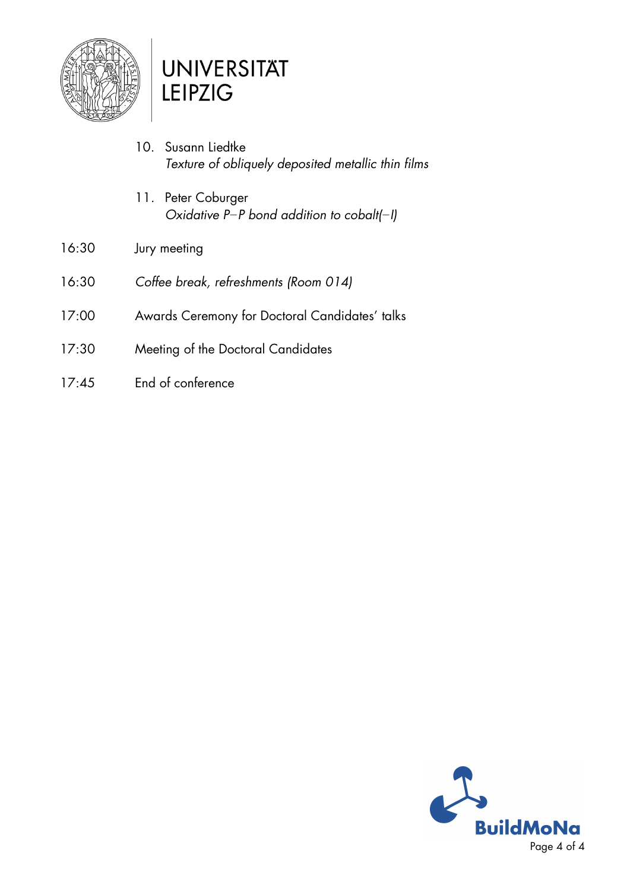10. Susann Liedtke
    *Texture of obliquely deposited metallic thin films*

11. Peter Coburger
    *Oxidative P–P bond addition to cobalt(−I)*

16:30 Jury meeting

16:30 *Coffee break, refreshments (Room 014)*

17:00 Awards Ceremony for Doctoral Candidates' talks

17:30 Meeting of the Doctoral Candidates

17:45 End of conference